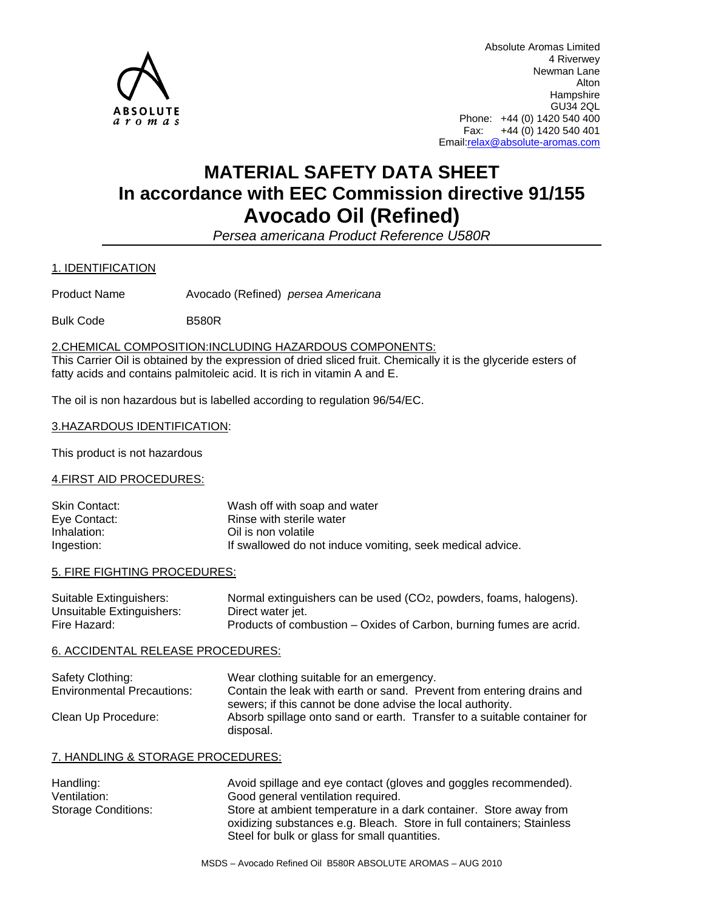ABSOLUTE aromas

Absolute Aromas Limited
4 Riverwey
Newman Lane
Alton
Hampshire
GU34 2QL
Phone: +44 (0) 1420 540 400
Fax: +44 (0) 1420 540 401
Email:relax@absolute-aromas.com

# MATERIAL SAFETY DATA SHEET
# In accordance with EEC Commission directive 91/155
# Avocado Oil (Refined)

*Persea americana Product Reference U580R*

## 1. IDENTIFICATION

| | |
|---|---|
| Product Name | Avocado (Refined) *persea Americana* |
| Bulk Code | B580R |

## 2.CHEMICAL COMPOSITION:INCLUDING HAZARDOUS COMPONENTS:

This Carrier Oil is obtained by the expression of dried sliced fruit. Chemically it is the glyceride esters of fatty acids and contains palmitoleic acid. It is rich in vitamin A and E.

The oil is non hazardous but is labelled according to regulation 96/54/EC.

## 3.HAZARDOUS IDENTIFICATION:

This product is not hazardous

## 4.FIRST AID PROCEDURES:

| | |
|---|---|
| Skin Contact: | Wash off with soap and water |
| Eye Contact: | Rinse with sterile water |
| Inhalation: | Oil is non volatile |
| Ingestion: | If swallowed do not induce vomiting, seek medical advice. |

## 5. FIRE FIGHTING PROCEDURES:

| | |
|---|---|
| Suitable Extinguishers: | Normal extinguishers can be used ($CO_2$, powders, foams, halogens). |
| Unsuitable Extinguishers: | Direct water jet. |
| Fire Hazard: | Products of combustion – Oxides of Carbon, burning fumes are acrid. |

## 6. ACCIDENTAL RELEASE PROCEDURES:

| | |
|---|---|
| Safety Clothing: | Wear clothing suitable for an emergency. |
| Environmental Precautions: | Contain the leak with earth or sand. Prevent from entering drains and sewers; if this cannot be done advise the local authority. |
| Clean Up Procedure: | Absorb spillage onto sand or earth. Transfer to a suitable container for disposal. |

## 7. HANDLING & STORAGE PROCEDURES:

| | |
|---|---|
| Handling: | Avoid spillage and eye contact (gloves and goggles recommended). |
| Ventilation: | Good general ventilation required. |
| Storage Conditions: | Store at ambient temperature in a dark container. Store away from oxidizing substances e.g. Bleach. Store in full containers; Stainless Steel for bulk or glass for small quantities. |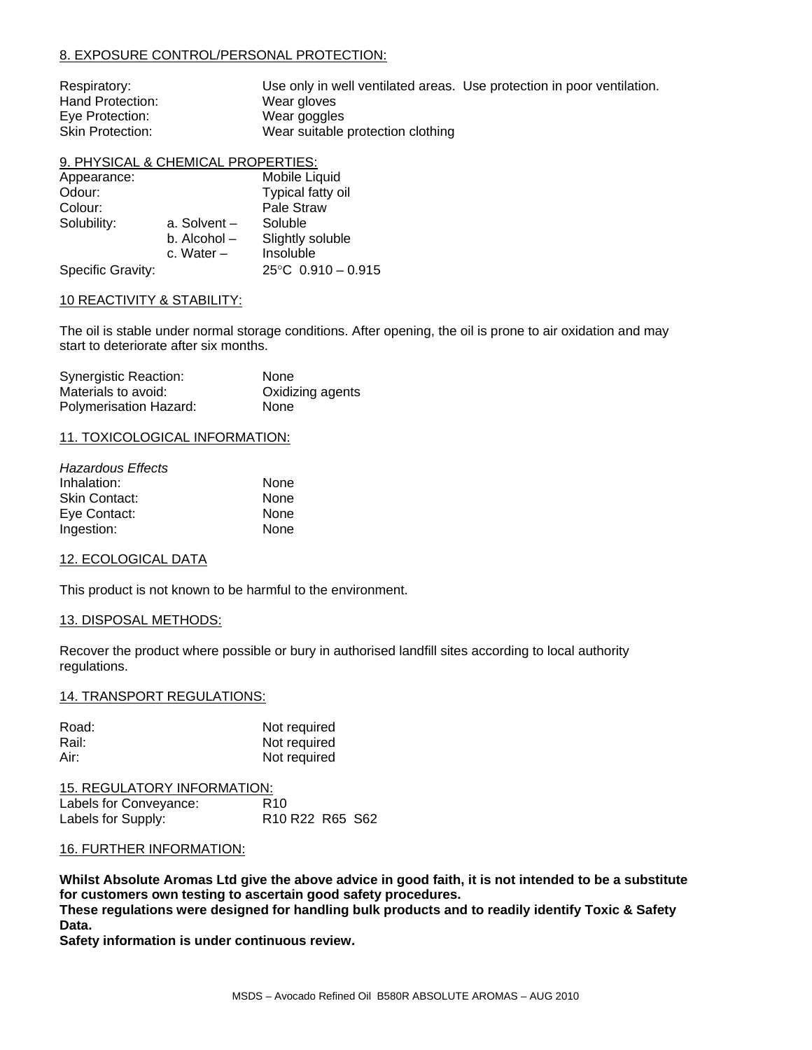## 8. EXPOSURE CONTROL/PERSONAL PROTECTION:

| | |
|---|---|
| Respiratory: | Use only in well ventilated areas. Use protection in poor ventilation. |
| Hand Protection: | Wear gloves |
| Eye Protection: | Wear goggles |
| Skin Protection: | Wear suitable protection clothing |

## 9. PHYSICAL & CHEMICAL PROPERTIES:

| | | |
|---|---|---|
| Appearance: | | Mobile Liquid |
| Odour: | | Typical fatty oil |
| Colour: | | Pale Straw |
| Solubility: | a. Solvent – | Soluble |
| | b. Alcohol – | Slightly soluble |
| | c. Water – | Insoluble |
| Specific Gravity: | | 25°C 0.910 – 0.915 |

## 10 REACTIVITY & STABILITY:

The oil is stable under normal storage conditions. After opening, the oil is prone to air oxidation and may start to deteriorate after six months.

| | |
|---|---|
| Synergistic Reaction: | None |
| Materials to avoid: | Oxidizing agents |
| Polymerisation Hazard: | None |

## 11. TOXICOLOGICAL INFORMATION:

*Hazardous Effects*

| | |
|---|---|
| Inhalation: | None |
| Skin Contact: | None |
| Eye Contact: | None |
| Ingestion: | None |

## 12. ECOLOGICAL DATA

This product is not known to be harmful to the environment.

## 13. DISPOSAL METHODS:

Recover the product where possible or bury in authorised landfill sites according to local authority regulations.

## 14. TRANSPORT REGULATIONS:

| | |
|---|---|
| Road: | Not required |
| Rail: | Not required |
| Air: | Not required |

## 15. REGULATORY INFORMATION:

| | |
|---|---|
| Labels for Conveyance: | R10 |
| Labels for Supply: | R10 R22 R65 S62 |

## 16. FURTHER INFORMATION:

**Whilst Absolute Aromas Ltd give the above advice in good faith, it is not intended to be a substitute for customers own testing to ascertain good safety procedures.**

**These regulations were designed for handling bulk products and to readily identify Toxic & Safety Data.**

**Safety information is under continuous review.**

MSDS – Avocado Refined Oil B580R ABSOLUTE AROMAS – AUG 2010